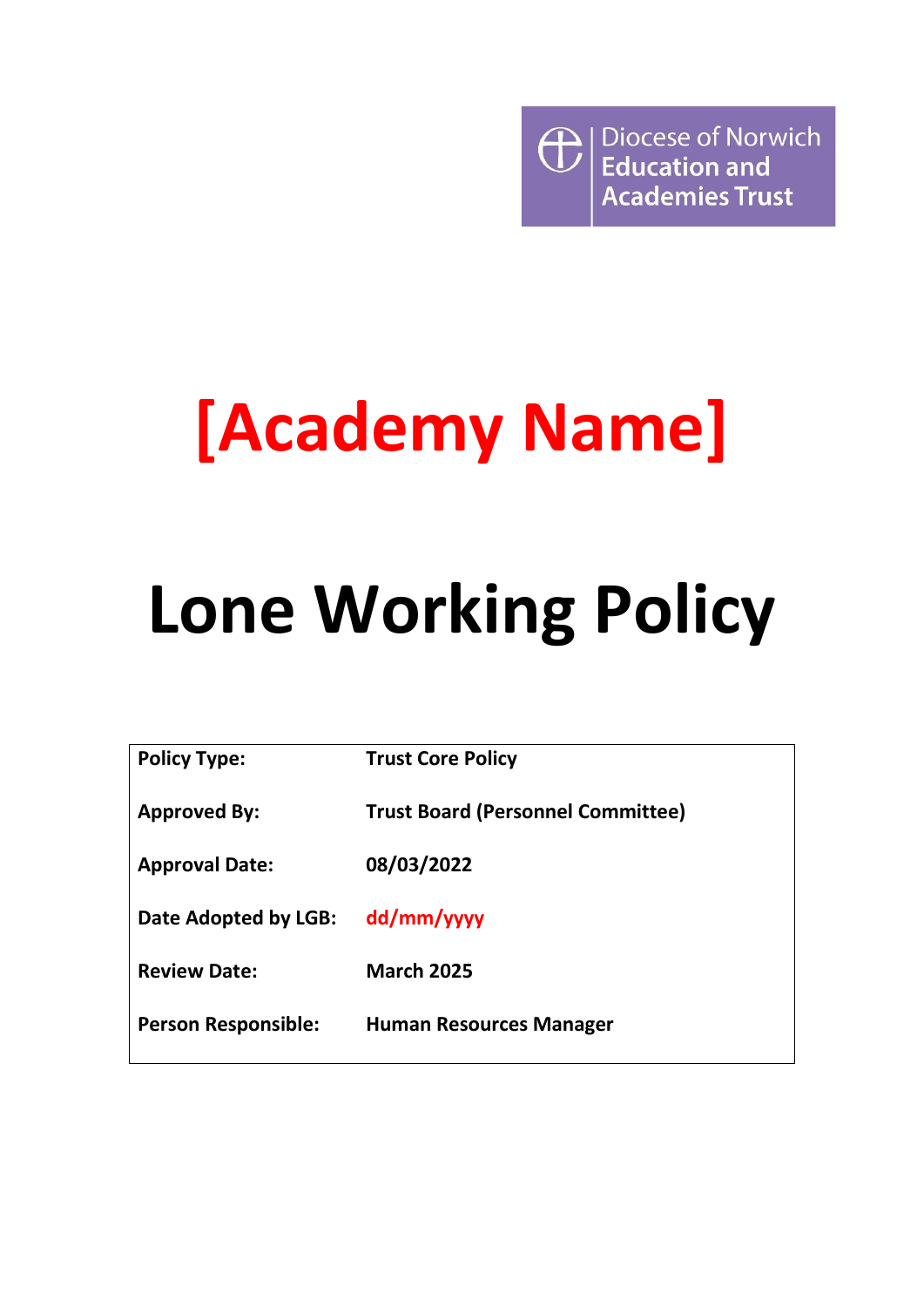Diocese of Norwich Education and Academies Trust

# [Academy Name]

# Lone Working Policy

| | |
|---|---|
| **Policy Type:** | **Trust Core Policy** |
| **Approved By:** | **Trust Board (Personnel Committee)** |
| **Approval Date:** | **08/03/2022** |
| **Date Adopted by LGB:** | **dd/mm/yyyy** |
| **Review Date:** | **March 2025** |
| **Person Responsible:** | **Human Resources Manager** |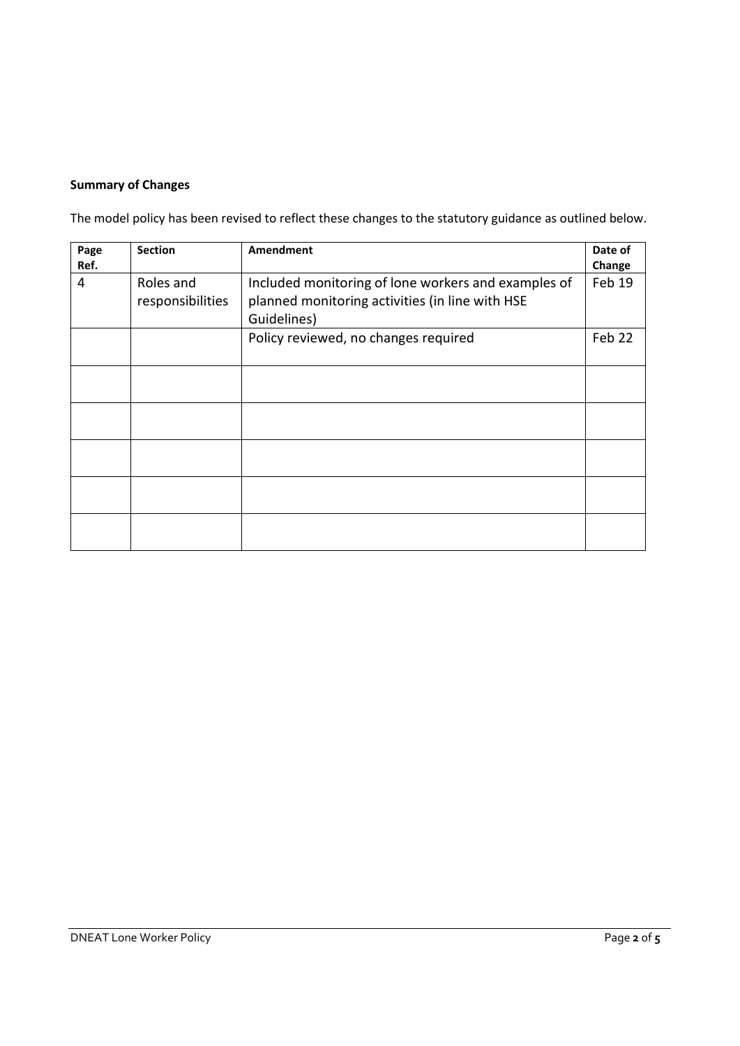**Summary of Changes**

The model policy has been revised to reflect these changes to the statutory guidance as outlined below.

| Page Ref. | Section | Amendment | Date of Change |
|---|---|---|---|
| 4 | Roles and responsibilities | Included monitoring of lone workers and examples of planned monitoring activities (in line with HSE Guidelines) | Feb 19 |
| | | Policy reviewed, no changes required | Feb 22 |
| | | | |
| | | | |
| | | | |
| | | | |
| | | | |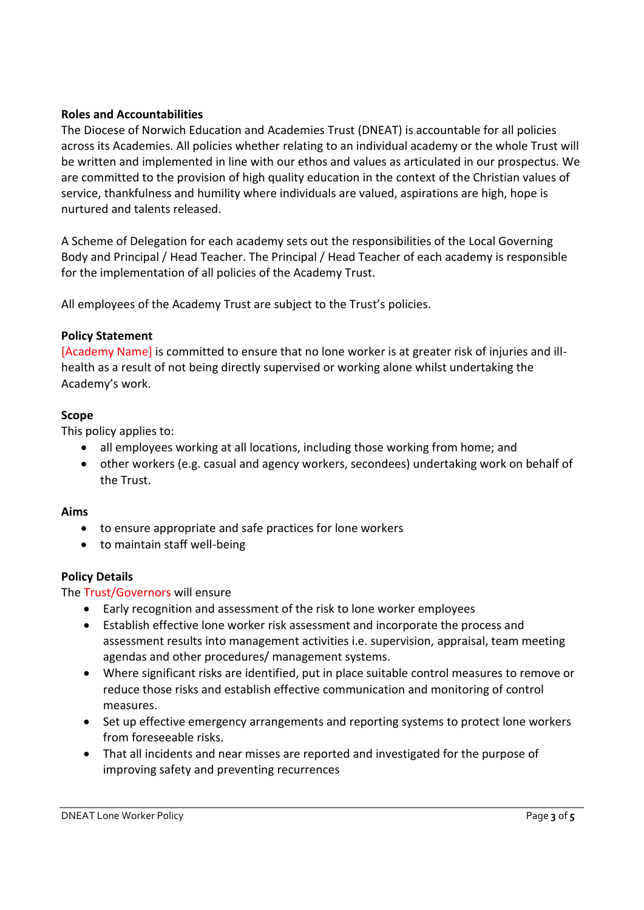**Roles and Accountabilities**

The Diocese of Norwich Education and Academies Trust (DNEAT) is accountable for all policies across its Academies. All policies whether relating to an individual academy or the whole Trust will be written and implemented in line with our ethos and values as articulated in our prospectus. We are committed to the provision of high quality education in the context of the Christian values of service, thankfulness and humility where individuals are valued, aspirations are high, hope is nurtured and talents released.

A Scheme of Delegation for each academy sets out the responsibilities of the Local Governing Body and Principal / Head Teacher. The Principal / Head Teacher of each academy is responsible for the implementation of all policies of the Academy Trust.

All employees of the Academy Trust are subject to the Trust's policies.

**Policy Statement**

[Academy Name] is committed to ensure that no lone worker is at greater risk of injuries and ill-health as a result of not being directly supervised or working alone whilst undertaking the Academy's work.

**Scope**

This policy applies to:

- all employees working at all locations, including those working from home; and
- other workers (e.g. casual and agency workers, secondees) undertaking work on behalf of the Trust.

**Aims**

- to ensure appropriate and safe practices for lone workers
- to maintain staff well-being

**Policy Details**

The Trust/Governors will ensure

- Early recognition and assessment of the risk to lone worker employees
- Establish effective lone worker risk assessment and incorporate the process and assessment results into management activities i.e. supervision, appraisal, team meeting agendas and other procedures/ management systems.
- Where significant risks are identified, put in place suitable control measures to remove or reduce those risks and establish effective communication and monitoring of control measures.
- Set up effective emergency arrangements and reporting systems to protect lone workers from foreseeable risks.
- That all incidents and near misses are reported and investigated for the purpose of improving safety and preventing recurrences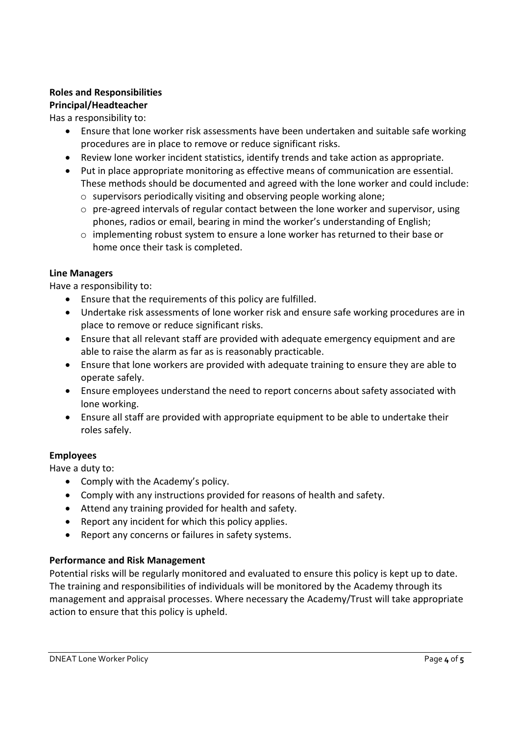## Roles and Responsibilities

### Principal/Headteacher

Has a responsibility to:

- Ensure that lone worker risk assessments have been undertaken and suitable safe working procedures are in place to remove or reduce significant risks.
- Review lone worker incident statistics, identify trends and take action as appropriate.
- Put in place appropriate monitoring as effective means of communication are essential. These methods should be documented and agreed with the lone worker and could include:
  - supervisors periodically visiting and observing people working alone;
  - pre-agreed intervals of regular contact between the lone worker and supervisor, using phones, radios or email, bearing in mind the worker's understanding of English;
  - implementing robust system to ensure a lone worker has returned to their base or home once their task is completed.

### Line Managers

Have a responsibility to:

- Ensure that the requirements of this policy are fulfilled.
- Undertake risk assessments of lone worker risk and ensure safe working procedures are in place to remove or reduce significant risks.
- Ensure that all relevant staff are provided with adequate emergency equipment and are able to raise the alarm as far as is reasonably practicable.
- Ensure that lone workers are provided with adequate training to ensure they are able to operate safely.
- Ensure employees understand the need to report concerns about safety associated with lone working.
- Ensure all staff are provided with appropriate equipment to be able to undertake their roles safely.

### Employees

Have a duty to:

- Comply with the Academy's policy.
- Comply with any instructions provided for reasons of health and safety.
- Attend any training provided for health and safety.
- Report any incident for which this policy applies.
- Report any concerns or failures in safety systems.

### Performance and Risk Management

Potential risks will be regularly monitored and evaluated to ensure this policy is kept up to date. The training and responsibilities of individuals will be monitored by the Academy through its management and appraisal processes. Where necessary the Academy/Trust will take appropriate action to ensure that this policy is upheld.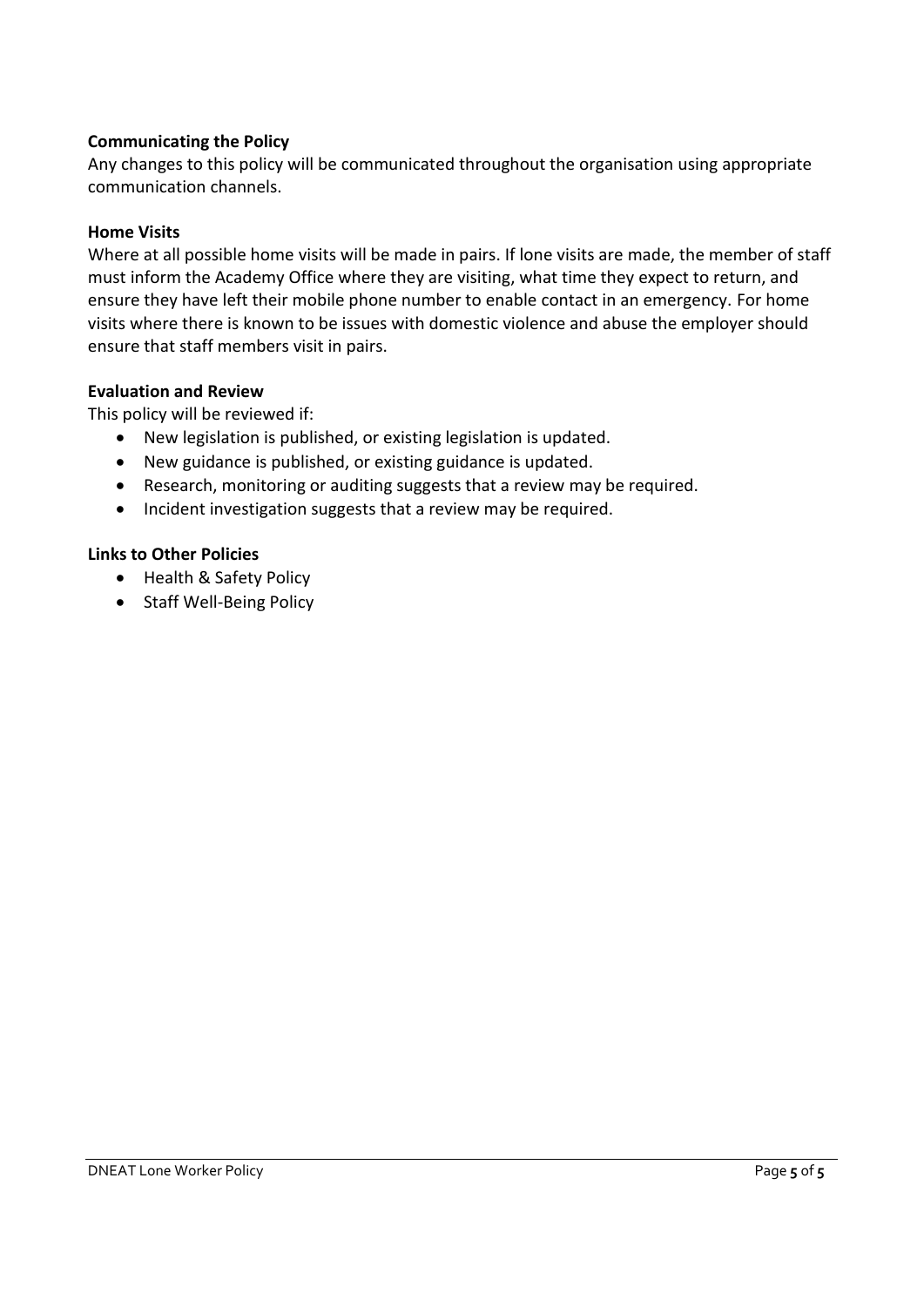**Communicating the Policy**

Any changes to this policy will be communicated throughout the organisation using appropriate communication channels.

**Home Visits**

Where at all possible home visits will be made in pairs. If lone visits are made, the member of staff must inform the Academy Office where they are visiting, what time they expect to return, and ensure they have left their mobile phone number to enable contact in an emergency. For home visits where there is known to be issues with domestic violence and abuse the employer should ensure that staff members visit in pairs.

**Evaluation and Review**

This policy will be reviewed if:

- New legislation is published, or existing legislation is updated.
- New guidance is published, or existing guidance is updated.
- Research, monitoring or auditing suggests that a review may be required.
- Incident investigation suggests that a review may be required.

**Links to Other Policies**

- Health & Safety Policy
- Staff Well-Being Policy